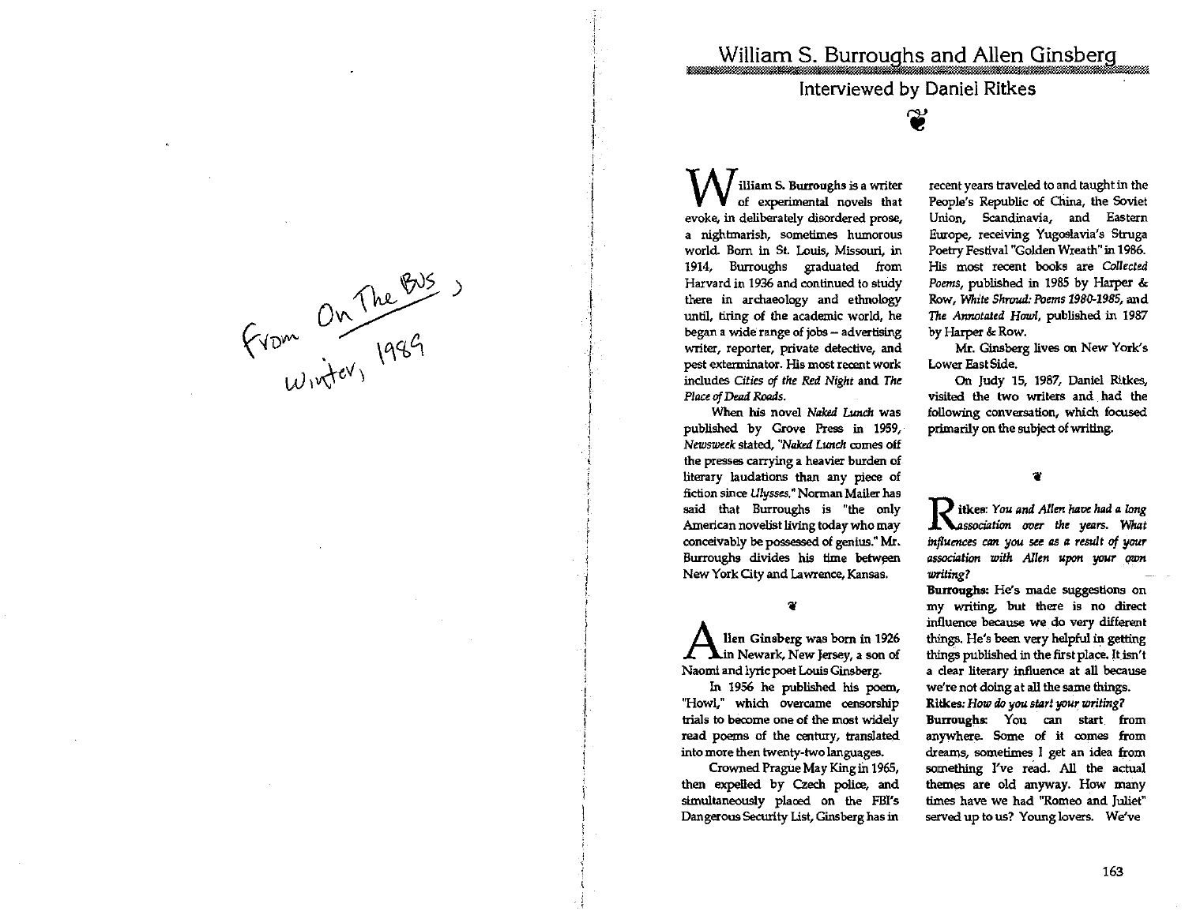From *On The Bus*, Winter, 1989

# William S. Burroughs and Allen Ginsberg

## Interviewed by Daniel Ritkes

**William S. Burroughs** is a writer of experimental novels that evoke, in deliberately disordered prose, a nightmarish, sometimes humorous world. Born in St. Louis, Missouri, in 1914, Burroughs graduated from Harvard in 1936 and continued to study there in archaeology and ethnology until, tiring of the academic world, he began a wide range of jobs – advertising writer, reporter, private detective, and pest exterminator. His most recent work includes *Cities of the Red Night* and *The Place of Dead Roads*.

When his novel *Naked Lunch* was published by Grove Press in 1959, *Newsweek* stated, "*Naked Lunch* comes off the presses carrying a heavier burden of literary laudations than any piece of fiction since *Ulysses*." Norman Mailer has said that Burroughs is "the only American novelist living today who may conceivably be possessed of genius." Mr. Burroughs divides his time between New York City and Lawrence, Kansas.

**Allen Ginsberg** was born in 1926 in Newark, New Jersey, a son of Naomi and lyric poet Louis Ginsberg.

In 1956 he published his poem, "Howl," which overcame censorship trials to become one of the most widely read poems of the century, translated into more then twenty-two languages.

Crowned Prague May King in 1965, then expelled by Czech police, and simultaneously placed on the FBI's Dangerous Security List, Ginsberg has in recent years traveled to and taught in the People's Republic of China, the Soviet Union, Scandinavia, and Eastern Europe, receiving Yugoslavia's Struga Poetry Festival "Golden Wreath" in 1986. His most recent books are *Collected Poems*, published in 1985 by Harper & Row, *White Shroud: Poems 1980-1985*, and *The Annotated Howl*, published in 1987 by Harper & Row.

Mr. Ginsberg lives on New York's Lower East Side.

On Judy 15, 1987, Daniel Ritkes, visited the two writers and had the following conversation, which focused primarily on the subject of writing.

**Ritkes:** *You and Allen have had a long association over the years. What influences can you see as a result of your association with Allen upon your own writing?*

**Burroughs:** He's made suggestions on my writing, but there is no direct influence because we do very different things. He's been very helpful in getting things published in the first place. It isn't a clear literary influence at all because we're not doing at all the same things.

**Ritkes:** *How do you start your writing?*

**Burroughs:** You can start from anywhere. Some of it comes from dreams, sometimes I get an idea from something I've read. All the actual themes are old anyway. How many times have we had "Romeo and Juliet" served up to us? Young lovers. We've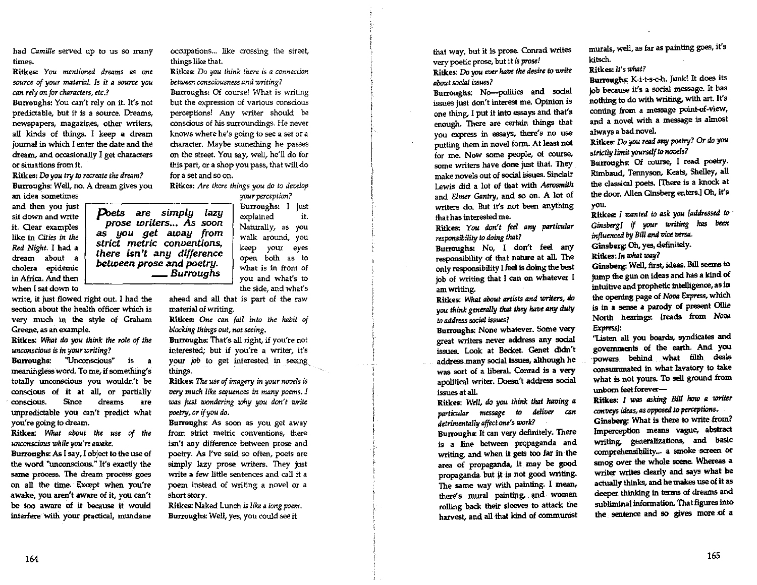had *Camille* served up to us so many times.

**Ritkes:** *You mentioned dreams as one source of your material. Is it a source you can rely on for characters, etc.?*

**Burroughs:** You can't rely on it. It's not predictable, but it is a source. Dreams, newspapers, magazines, other writers, all kinds of things. I keep a dream journal in which I enter the date and the dream, and occasionally I get characters or situations from it.

**Ritkes:** *Do you try to recreate the dream?*

**Burroughs:** Well, no. A dream gives you an idea sometimes and then you just sit down and write it. Clear examples like in *Cities in the Red Night*. I had a dream about a cholera epidemic in Africa. And then when I sat down to write, it just flowed right out. I had the section about the health officer which is very much in the style of Graham Greene, as an example.

> ***Poets are simply lazy prose writers... As soon as you get away from strict metric conventions, there isn't any difference between prose and poetry.***
> ***— Burroughs***

**Ritkes:** *What do you think the role of the unconscious is in your writing?*

**Burroughs:** "Unconscious" is a meaningless word. To me, if something's totally unconscious you wouldn't be conscious of it at all, or partially conscious. Since dreams are unpredictable you can't predict what you're going to dream.

**Ritkes:** *What about the use of the unconscious while you're awake.*

**Burroughs:** As I say, I object to the use of the word "unconscious." It's exactly the same process. The dream process goes on all the time. Except when you're awake, you aren't aware of it, you can't be too aware of it because it would interfere with your practical, mundane occupations... like crossing the street, things like that.

**Ritkes:** *Do you think there is a connection between consciousness and writing?*

**Burroughs:** Of course! What is writing but the expression of various conscious perceptions! Any writer should be conscious of his surroundings. He never knows where he's going to see a set or a character. Maybe something he passes on the street. You say, well, he'll do for this part, or a shop you pass, that will do for a set and so on.

**Ritkes:** *Are there things you do to develop your perception?*

**Burroughs:** I just explained it. Naturally, as you walk around, you keep your eyes open both as to what is in front of you and what's to the side, and what's ahead and all that is part of the raw material of writing.

**Ritkes:** *One can fall into the habit of blocking things out, not seeing.*

**Burroughs:** That's all right, if you're not interested; but if you're a writer, it's your *job* to get interested in seeing things.

**Ritkes:** *The use of imagery in your novels is very much like sequences in many poems. I was just wondering why you don't write poetry, or if you do.*

**Burroughs:** As soon as you get away from strict metric conventions, there isn't any difference between prose and poetry. As I've said so often, poets are simply lazy prose writers. They just write a few little sentences and call it a poem instead of writing a novel or a short story.

**Ritkes:** Naked Lunch *is like a long poem.*

**Burroughs:** Well, yes, you could see it that way, but it is prose. Conrad writes very poetic prose, but it *is prose!*

**Ritkes:** *Do you ever have the desire to write about social issues?*

**Burroughs:** No—politics and social issues just don't interest me. Opinion is one thing, I put it into essays and that's enough. There are certain things that you express in essays, there's no use putting them in novel form. At least not for me. Now some people, of course, some writers have done just that. They make novels out of social issues. Sinclair Lewis did a lot of that with *Aerosmith* and *Elmer Gantry*, and so on. A lot of writers do. But it's not been anything that has interested me.

**Ritkes:** *You don't feel any particular responsibility to doing that?*

**Burroughs:** No, I don't feel any responsibility of that nature at all. The only responsibility I feel is doing the best job of writing that I can on whatever I am writing.

**Ritkes:** *What about artists and writers, do you think generally that they have any duty to address social issues?*

**Burroughs:** None whatever. Some very great writers never address any social issues. Look at Becket. Genet didn't address many social issues, although he was sort of a liberal. Conrad is a very apolitical writer. Doesn't address social issues at all.

**Ritkes:** *Well, do you think that having a particular message to deliver can detrimentally affect one's work?*

**Burroughs:** It can very definitely. There is a line between propaganda and writing, and when it gets too far in the area of propaganda, it may be good propaganda but it is not good writing. The same way with painting. I mean, there's mural painting, and women rolling back their sleeves to attack the harvest, and all that kind of communist murals, well, as far as painting goes, it's kitsch.

**Ritkes:** *It's what?*

**Burroughs:** K-i-t-s-c-h. Junk! It does its job because it's a social message. It has nothing to do with writing, with art. It's coming from a message point-of-view, and a novel with a message is almost always a bad novel.

**Ritkes:** *Do you read any poetry? Or do you strictly limit yourself to novels?*

**Burroughs:** Of course, I read poetry. Rimbaud, Tennyson, Keats, Shelley, all the classical poets. [There is a knock at the door. Allen Ginsberg enters.] Oh, it's you.

**Ritkes:** *I wanted to ask you [addressed to Ginsberg] if your writing has been influenced by Bill and vice versa.*

**Ginsberg:** Oh, yes, definitely.

**Ritkes:** *In what way?*

**Ginsberg:** Well, first, ideas. Bill seems to jump the gun on ideas and has a kind of intuitive and prophetic intelligence, as in the opening page of *Nova Express*, which is in a sense a parody of present Ollie North hearings: [reads from *Nova Express*]:

"Listen all you boards, syndicates and governments of the earth. And you powers behind what filth deals consummated in what lavatory to take what is not yours. To sell ground from unborn feet forever—

**Ritkes:** *I was asking Bill how a writer conveys ideas, as opposed to perceptions.*

**Ginsberg:** What is there to write from? Imperception means vague, abstract writing, generalizations, and basic comprehensibility... a smoke screen or smog over the whole scene. Whereas a writer writes clearly and says what he actually thinks, and he makes use of it as deeper thinking in terms of dreams and subliminal information. That figures into the sentence and so gives more of a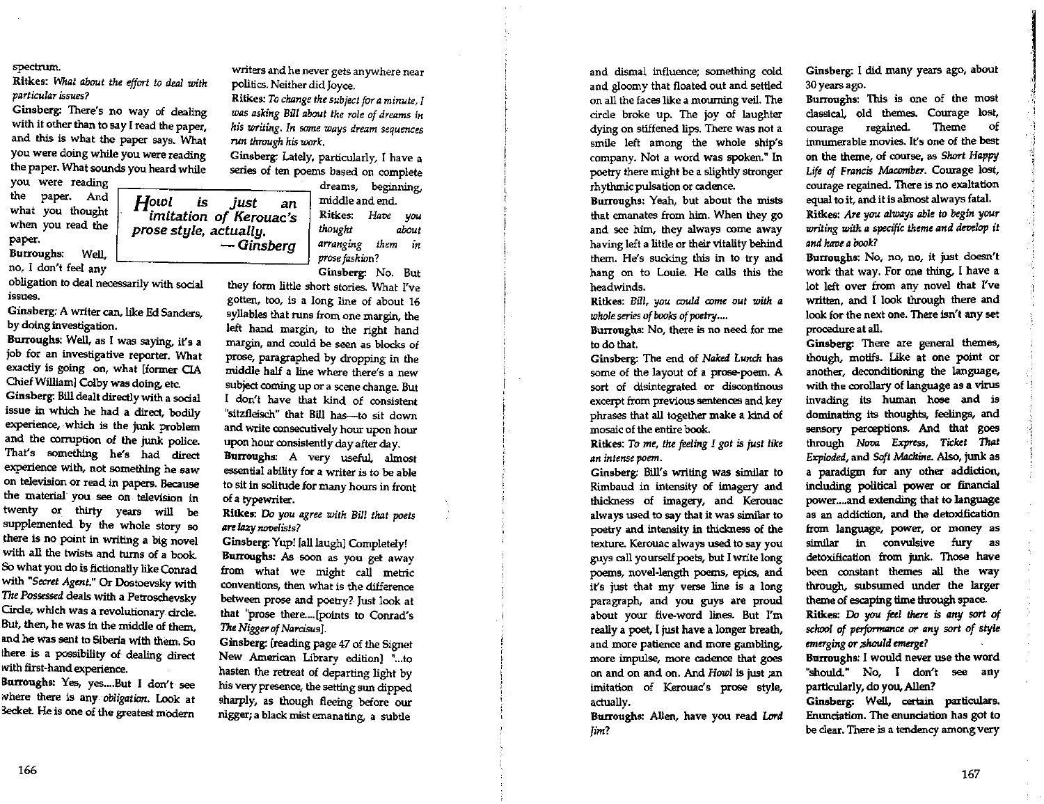spectrum.

**Ritkes:** *What about the effort to deal with particular issues?*

**Ginsberg:** There's no way of dealing with it other than to say I read the paper, and this is what the paper says. What you were doing while you were reading the paper. What sounds you heard while you were reading the paper. And what you thought when you read the paper.

**Burroughs:** Well, no, I don't feel any obligation to deal necessarily with social issues.

**Ginsberg:** A writer can, like Ed Sanders, by doing investigation.

**Burroughs:** Well, as I was saying, it's a job for an investigative reporter. What exactly is going on, what [former CIA Chief William] Colby was doing, etc.

**Ginsberg:** Bill dealt directly with a social issue in which he had a direct, bodily experience, which is the junk problem and the corruption of the junk police. That's something he's had direct experience with, not something he saw on television or read in papers. Because the material you see on television in twenty or thirty years will be supplemented by the whole story so there is no point in writing a big novel with all the twists and turns of a book. So what you do is fictionally like Conrad with "*Secret Agent*." Or Dostoevsky with *The Possessed* deals with a Petroschevsky Circle, which was a revolutionary circle. But, then, he was in the middle of them, and he was sent to Siberia with them. So there is a possibility of dealing direct with first-hand experience.

**Burroughs:** Yes, yes....But I don't see where there is any *obligation*. Look at Becket. He is one of the greatest modern writers and he never gets anywhere near politics. Neither did Joyce.

**Ritkes:** *To change the subject for a minute, I was asking Bill about the role of dreams in his writing. In some ways dream sequences run through his work.*

**Ginsberg:** Lately, particularly, I have a series of ten poems based on complete dreams, beginning, middle and end.

> *Howl is just an imitation of Kerouac's prose style, actually.*
> — *Ginsberg*

**Ritkes:** *Have you thought about arranging them in prose fashion?*

**Ginsberg:** No. But they form little short stories. What I've gotten, too, is a long line of about 16 syllables that runs from one margin, the left hand margin, to the right hand margin, and could be seen as blocks of prose, paragraphed by dropping in the middle half a line where there's a new subject coming up or a scene change. But I don't have that kind of consistent "sitzfleisch" that Bill has—to sit down and write consecutively hour upon hour upon hour consistently day after day.

**Burroughs:** A very useful, almost essential ability for a writer is to be able to sit in solitude for many hours in front of a typewriter.

**Ritkes:** *Do you agree with Bill that poets are lazy novelists?*

**Ginsberg:** Yup! [all laugh] Completely!

**Burroughs:** As soon as you get away from what we might call metric conventions, then what is the difference between prose and poetry? Just look at that "prose there....[points to Conrad's *The Nigger of Narcisus*].

**Ginsberg:** [reading page 47 of the Signet New American Library edition] "...to hasten the retreat of departing light by his very presence, the setting sun dipped sharply, as though fleeing before our nigger; a black mist emanating, a subtle and dismal influence; something cold and gloomy that floated out and settled on all the faces like a mourning veil. The circle broke up. The joy of laughter dying on stiffened lips. There was not a smile left among the whole ship's company. Not a word was spoken." In poetry there might be a slightly stronger rhythmic pulsation or cadence.

**Burroughs:** Yeah, but about the mists that emanates from him. When they go and see him, they always come away having left a little or their vitality behind them. He's sucking this in to try and hang on to Louie. He calls this the headwinds.

**Ritkes:** *Bill, you could come out with a whole series of books of poetry....*

**Burroughs:** No, there is no need for me to do that.

**Ginsberg:** The end of *Naked Lunch* has some of the layout of a prose-poem. A sort of disintegrated or discontinous excerpt from previous sentences and key phrases that all together make a kind of mosaic of the entire book.

**Ritkes:** *To me, the feeling I got is just like an intense poem.*

**Ginsberg:** Bill's writing was similar to Rimbaud in intensity of imagery and thickness of imagery, and Kerouac always used to say that it was similar to poetry and intensity in thickness of the texture. Kerouac always used to say you guys call yourself poets, but I write long poems, novel-length poems, epics, and it's just that my verse line is a long paragraph, and you guys are proud about your five-word lines. But I'm really a poet, I just have a longer breath, and more patience and more gambling, more impulse, more cadence that goes on and on and on. And *Howl* is just an imitation of Kerouac's prose style, actually.

**Burroughs:** Allen, have you read *Lord Jim*?

**Ginsberg:** I did many years ago, about 30 years ago.

**Burroughs:** This is one of the most classical, old themes. Courage lost, courage regained. Theme of innumerable movies. It's one of the best on the theme, of course, as *Short Happy Life of Francis Macomber*. Courage lost, courage regained. There is no exaltation equal to it, and it is almost always fatal.

**Ritkes:** *Are you always able to begin your writing with a specific theme and develop it and have a book?*

**Burroughs:** No, no, no, it just doesn't work that way. For one thing, I have a lot left over from any novel that I've written, and I look through there and look for the next one. There isn't any set procedure at all.

**Ginsberg:** There are general themes, though, motifs. Like at one point or another, deconditioning the language, with the corollary of language as a virus invading its human hose and is dominating its thoughts, feelings, and sensory perceptions. And that goes through *Nova Express*, *Ticket That Exploded*, and *Soft Machine*. Also, junk as a paradigm for any other addiction, including political power or financial power....and extending that to language as an addiction, and the detoxification from language, power, or money as similar in convulsive fury as detoxification from junk. Those have been constant themes all the way through, subsumed under the larger theme of escaping time through space.

**Ritkes:** *Do you feel there is any sort of school of performance or any sort of style emerging or should emerge?*

**Burroughs:** I would never use the word "should." No, I don't see any particularly, do you, Allen?

**Ginsberg:** Well, certain particulars. Enunciation. The enunciation has got to be clear. There is a tendency among very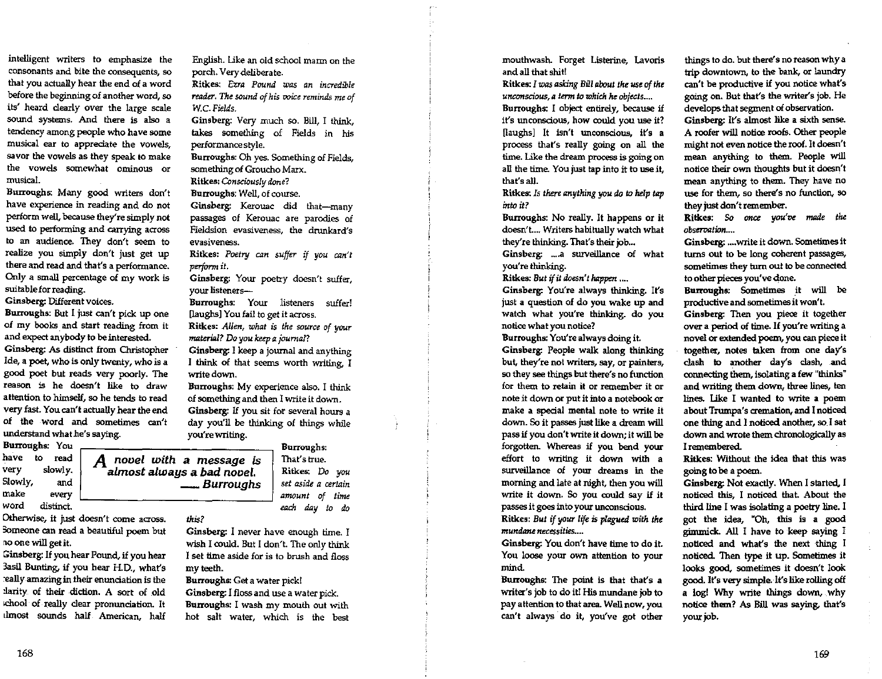intelligent writers to emphasize the consonants and bite the consequents, so that you actually hear the end of a word before the beginning of another word, so its' heard clearly over the large scale sound systems. And there is also a tendency among people who have some musical ear to appreciate the vowels, savor the vowels as they speak to make the vowels somewhat ominous or musical.

**Burroughs:** Many good writers don't have experience in reading and do not perform well, because they're simply not used to performing and carrying across to an audience. They don't seem to realize you simply don't just get up there and read and that's a performance. Only a small percentage of my work is suitable for reading.

**Ginsberg:** Different voices.

**Burroughs:** But I just can't pick up one of my books and start reading from it and expect anybody to be interested.

**Ginsberg:** As distinct from Christopher Ide, a poet, who is only twenty, who is a good poet but reads very poorly. The reason is he doesn't like to draw attention to himself, so he tends to read very fast. You can't actually hear the end of the word and sometimes can't understand what he's saying.

**Burroughs:** You have to read very slowly. Slowly, and make every word distinct. Otherwise, it just doesn't come across. Someone can read a beautiful poem but no one will get it.

**Ginsberg:** If you hear Pound, if you hear Basil Bunting, if you hear H.D., what's really amazing in their enunciation is the clarity of their diction. A sort of old school of really clear pronunciation. It almost sounds half American, half English. Like an old school marm on the porch. Very deliberate.

**Ritkes:** *Ezra Pound was an incredible reader. The sound of his voice reminds me of W.C. Fields.*

**Ginsberg:** Very much so. Bill, I think, takes something of Fields in his performance style.

**Burroughs:** Oh yes. Something of Fields, something of Groucho Marx.

**Ritkes:** *Consciously done?*

**Burroughs:** Well, of course.

**Ginsberg:** Kerouac did that—many passages of Kerouac are parodies of Fieldsion evasiveness, the drunkard's evasiveness.

**Ritkes:** *Poetry can suffer if you can't perform it.*

**Ginsberg:** Your poetry doesn't suffer, your listeners—

**Burroughs:** Your listeners suffer! [laughs] You fail to get it across.

**Ritkes:** *Allen, what is the source of your material? Do you keep a journal?*

**Ginsberg:** I keep a journal and anything I think of that seems worth writing, I write down.

**Burroughs:** My experience also. I think of something and then I write it down.

**Ginsberg:** If you sit for several hours a day you'll be thinking of things while you're writing.

**Burroughs:** That's true.

**Ritkes:** *Do you set aside a certain amount of time each day to do this?*

**Ginsberg:** I never have enough time. I wish I could. But I don't. The only think I set time aside for is to brush and floss my teeth.

**Burroughs:** Get a water pick!

**Ginsberg:** I floss and use a water pick.

**Burroughs:** I wash my mouth out with hot salt water, which is the best mouthwash. Forget Listerine, Lavoris and all that shit!

> **A novel with a message is almost always a bad novel.**
> — **Burroughs**

**Ritkes:** *I was asking Bill about the use of the unconscious, a term to which he objects....*

**Burroughs:** I object entirely, because if it's unconscious, how could you use it? [laughs] It isn't unconscious, it's a process that's really going on all the time. Like the dream process is going on all the time. You just tap into it to use it, that's all.

**Ritkes:** *Is there anything you do to help tap into it?*

**Burroughs:** No really. It happens or it doesn't.... Writers habitually watch what they're thinking. That's their job...

**Ginsberg:** ....a surveillance of what you're thinking.

**Ritkes:** *But if it doesn't happen ....*

**Ginsberg:** You're always thinking. It's just a question of do you wake up and watch what you're thinking. do you notice what you notice?

**Burroughs:** You're always doing it.

**Ginsberg:** People walk along thinking but, they're not writers, say, or painters, so they see things but there's no function for them to retain it or remember it or note it down or put it into a notebook or make a special mental note to write it down. So it passes just like a dream will pass if you don't write it down; it will be forgotten. Whereas if you bend your effort to writing it down with a surveillance of your dreams in the morning and late at night, then you will write it down. So you could say if it passes it goes into your unconscious.

**Ritkes:** *But if your life is plagued with the mundane necessities....*

**Ginsberg:** You don't have time to do it. You loose your own attention to your mind.

**Burroughs:** The point is that that's a writer's job to do it! His mundane job to pay attention to that area. Well now, you can't always do it, you've got other things to do. but there's no reason why a trip downtown, to the bank, or laundry can't be productive if you notice what's going on. But that's the writer's job. He develops that segment of observation.

**Ginsberg:** It's almost like a sixth sense. A roofer will notice roofs. Other people might not even notice the roof. It doesn't mean anything to them. People will notice their own thoughts but it doesn't mean anything to them. They have no use for them, so there's no function, so they just don't remember.

**Ritkes:** *So once you've made the observation....*

**Ginsberg:** ....write it down. Sometimes it turns out to be long coherent passages, sometimes they turn out to be connected to other pieces you've done.

**Burroughs:** Sometimes it will be productive and sometimes it won't.

**Ginsberg:** Then you piece it together over a period of time. If you're writing a novel or extended poem, you can piece it together, notes taken from one day's clash to another day's clash, and connecting them, isolating a few "thinks" and writing them down, three lines, ten lines. Like I wanted to write a poem about Trumpa's cremation, and I noticed one thing and I noticed another, so I sat down and wrote them chronologically as I remembered.

**Ritkes:** Without the idea that this was going to be a poem.

**Ginsberg:** Not exactly. When I started, I noticed this, I noticed that. About the third line I was isolating a poetry line. I got the idea, "Oh, this is a good gimmick. All I have to keep saying I noticed and what's the next thing I noticed. Then type it up. Sometimes it looks good, sometimes it doesn't look good. It's very simple. It's like rolling off a log! Why write things down, why notice them? As Bill was saying, that's your job.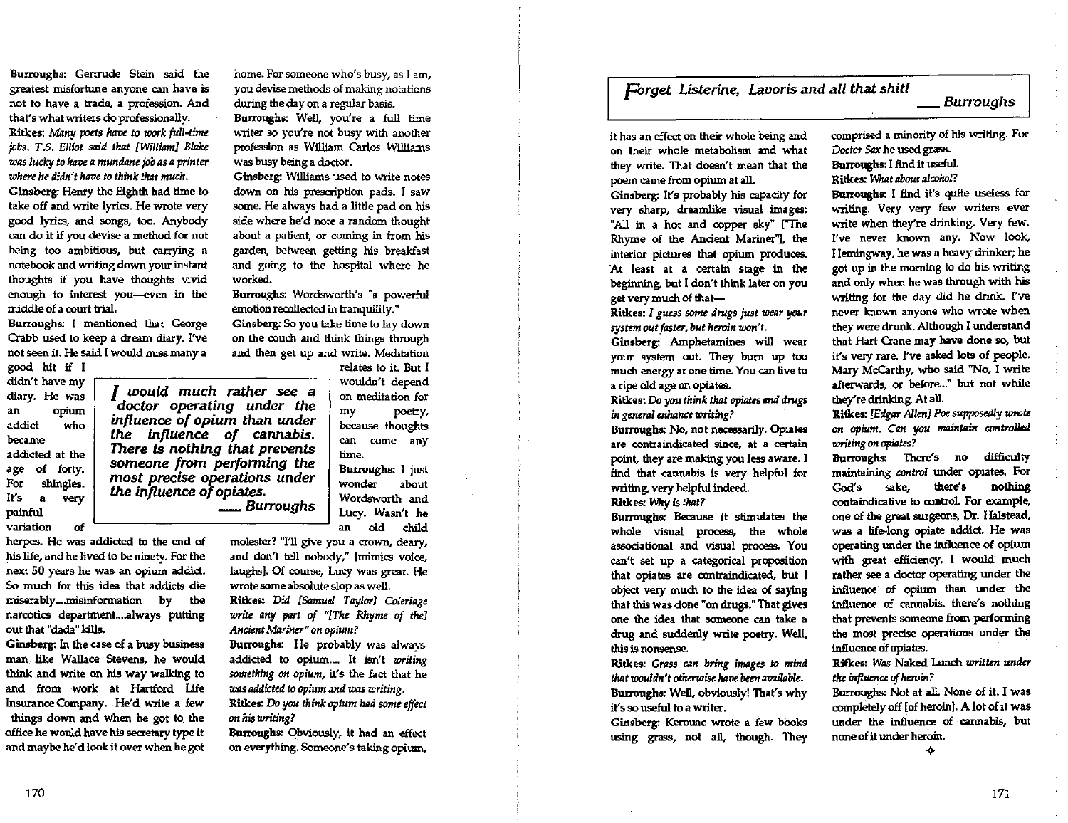**Burroughs:** Gertrude Stein said the greatest misfortune anyone can have is not to have a trade, a profession. And that's what writers do professionally.

**Ritkes:** *Many poets have to work full-time jobs. T.S. Elliot said that [William] Blake was lucky to have a mundane job as a printer where he didn't have to think that much.*

**Ginsberg:** Henry the Eighth had time to take off and write lyrics. He wrote very good lyrics, and songs, too. Anybody can do it if you devise a method for not being too ambitious, but carrying a notebook and writing down your instant thoughts if you have thoughts vivid enough to interest you—even in the middle of a court trial.

**Burroughs:** I mentioned that George Crabb used to keep a dream diary. I've not seen it. He said I would miss many a good hit if I didn't have my diary. He was an opium addict who became addicted at the age of forty. For shingles. It's a very painful variation of herpes. He was addicted to the end of his life, and he lived to be ninety. For the next 50 years he was an opium addict. So much for this idea that addicts die miserably....misinformation by the narcotics department....always putting out that "dada" kills.

> *I would much rather see a doctor operating under the influence of opium than under the influence of cannabis. There is nothing that prevents someone from performing the most precise operations under the influence of opiates.*
> — Burroughs

**Ginsberg:** In the case of a busy business man like Wallace Stevens, he would think and write on his way walking to and from work at Hartford Life Insurance Company. He'd write a few things down and when he got to the office he would have his secretary type it and maybe he'd look it over when he got home. For someone who's busy, as I am, you devise methods of making notations during the day on a regular basis.

**Burroughs:** Well, you're a full time writer so you're not busy with another profession as William Carlos Williams was busy being a doctor.

**Ginsberg:** Williams used to write notes down on his prescription pads. I saw some. He always had a little pad on his side where he'd note a random thought about a patient, or coming in from his garden, between getting his breakfast and going to the hospital where he worked.

**Burroughs:** Wordsworth's "a powerful emotion recollected in tranquility."

**Ginsberg:** So you take time to lay down on the couch and think things through and then get up and write. Meditation relates to it. But I wouldn't depend on meditation for my poetry, because thoughts can come any time.

**Burroughs:** I just wonder about Wordsworth and Lucy. Wasn't he an old child molester? "I'll give you a crown, deary, and don't tell nobody," [mimics voice, laughs]. Of course, Lucy was great. He wrote some absolute slop as well.

**Ritkes:** *Did [Samuel Taylor] Coleridge write any part of "[The Rhyme of the] Ancient Mariner" on opium?*

**Burroughs:** He probably was always addicted to opium.... It isn't *writing something on opium*, it's the fact that he was addicted to opium and was writing.

**Ritkes:** *Do you think opium had some effect on his writing?*

**Burroughs:** Obviously, it had an effect on everything. Someone's taking opium, it has an effect on their whole being and on their whole metabolism and what they write. That doesn't mean that the poem came from opium at all.

**Ginsberg:** It's probably his capacity for very sharp, dreamlike visual images: "All in a hot and copper sky" ["The Rhyme of the Ancient Mariner"], the interior pictures that opium produces. At least at a certain stage in the beginning, but I don't think later on you get very much of that—

**Ritkes:** *I guess some drugs just wear your system out faster, but heroin won't.*

**Ginsberg:** Amphetamines will wear your system out. They burn up too much energy at one time. You can live to a ripe old age on opiates.

**Ritkes:** *Do you think that opiates and drugs in general enhance writing?*

**Burroughs:** No, not necessarily. Opiates are contraindicated since, at a certain point, they are making you less aware. I find that cannabis is very helpful for writing, very helpful indeed.

**Ritkes:** *Why is that?*

**Burroughs:** Because it stimulates the whole visual process, the whole associational and visual process. You can't set up a categorical proposition that opiates are contraindicated, but I object very much to the idea of saying that this was done "on drugs." That gives one the idea that someone can take a drug and suddenly write poetry. Well, this is nonsense.

**Ritkes:** *Grass can bring images to mind that wouldn't otherwise have been available.*

**Burroughs:** Well, obviously! That's why it's so useful to a writer.

**Ginsberg:** Kerouac wrote a few books using grass, not all, though. They comprised a minority of his writing. For *Doctor Sax* he used grass.

**Burroughs:** I find it useful.

**Ritkes:** *What about alcohol?*

**Burroughs:** I find it's quite useless for writing. Very very few writers ever write when they're drinking. Very few. I've never known any. Now look, Hemingway, he was a heavy drinker; he got up in the morning to do his writing and only when he was through with his writing for the day did he drink. I've never known anyone who wrote when they were drunk. Although I understand that Hart Crane may have done so, but it's very rare. I've asked lots of people. Mary McCarthy, who said "No, I write afterwards, or before..." but not while they're drinking. At all.

**Ritkes:** *[Edgar Allen] Poe supposedly wrote on opium. Can you maintain controlled writing on opiates?*

**Burroughs:** There's no difficulty maintaining *control* under opiates. For God's sake, there's nothing containdicative to control. For example, one of the great surgeons, Dr. Halstead, was a life-long opiate addict. He was operating under the influence of opium with great efficiency. I would much rather see a doctor operating under the influence of opium than under the influence of cannabis. there's nothing that prevents someone from performing the most precise operations under the influence of opiates.

**Ritkes:** *Was* Naked Lunch *written under the influence of heroin?*

**Burroughs:** Not at all. None of it. I was completely off [of heroin]. A lot of it was under the influence of cannabis, but none of it under heroin.

> *Forget Listerine, Lavoris and all that shit!*
> — Burroughs